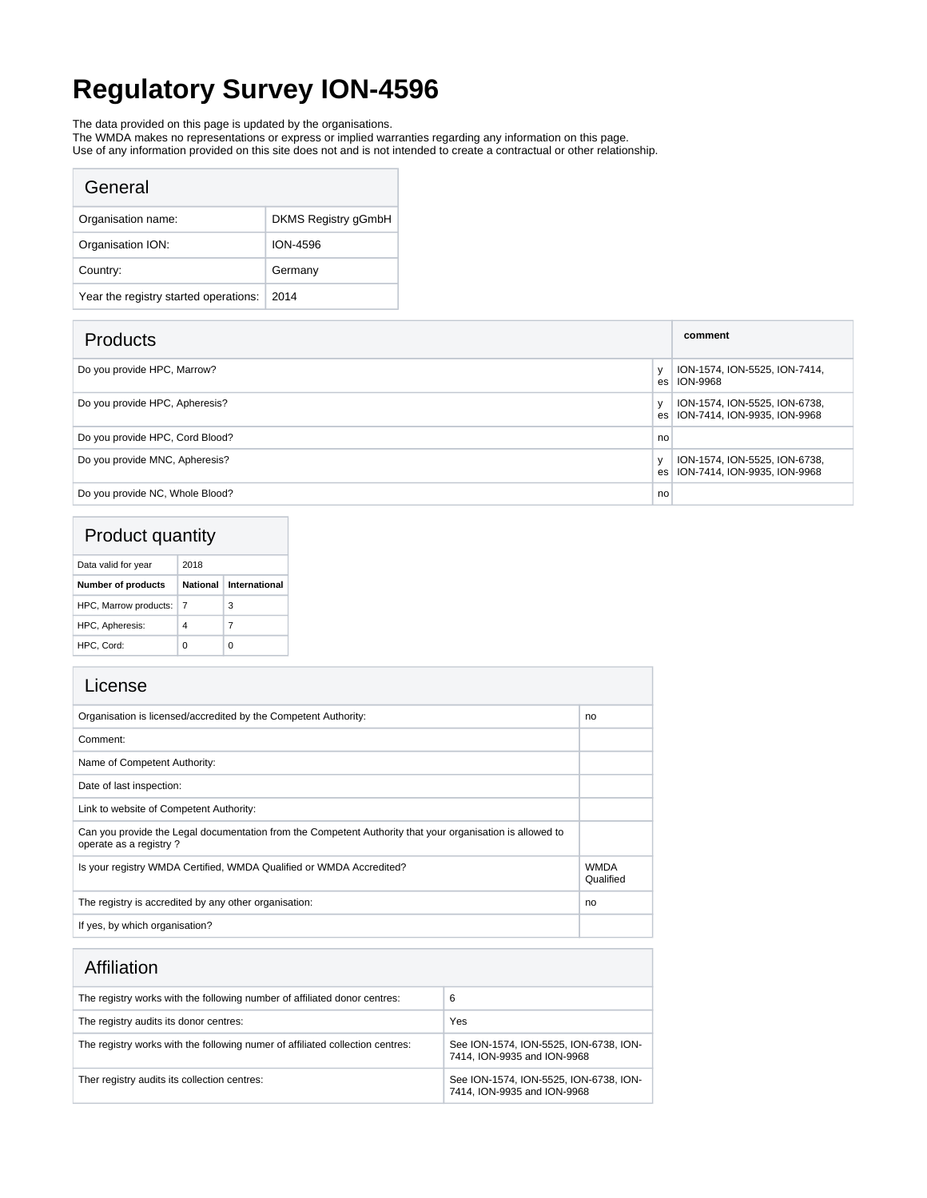# Regulatory Survey ION-4596

The data provided on this page is updated by the organisations.
The WMDA makes no representations or express or implied warranties regarding any information on this page.
Use of any information provided on this site does not and is not intended to create a contractual or other relationship.

| General | |
|---|---|
| Organisation name: | DKMS Registry gGmbH |
| Organisation ION: | ION-4596 |
| Country: | Germany |
| Year the registry started operations: | 2014 |

| Products | | comment |
|---|---|---|
| Do you provide HPC, Marrow? | yes | ION-1574, ION-5525, ION-7414, ION-9968 |
| Do you provide HPC, Apheresis? | yes | ION-1574, ION-5525, ION-6738, ION-7414, ION-9935, ION-9968 |
| Do you provide HPC, Cord Blood? | no | |
| Do you provide MNC, Apheresis? | yes | ION-1574, ION-5525, ION-6738, ION-7414, ION-9935, ION-9968 |
| Do you provide NC, Whole Blood? | no | |

| Product quantity | | |
|---|---|---|
| Data valid for year | 2018 | |
| **Number of products** | **National** | **International** |
| HPC, Marrow products: | 7 | 3 |
| HPC, Apheresis: | 4 | 7 |
| HPC, Cord: | 0 | 0 |

| License | |
|---|---|
| Organisation is licensed/accredited by the Competent Authority: | no |
| Comment: | |
| Name of Competent Authority: | |
| Date of last inspection: | |
| Link to website of Competent Authority: | |
| Can you provide the Legal documentation from the Competent Authority that your organisation is allowed to operate as a registry ? | |
| Is your registry WMDA Certified, WMDA Qualified or WMDA Accredited? | WMDA Qualified |
| The registry is accredited by any other organisation: | no |
| If yes, by which organisation? | |

| Affiliation | |
|---|---|
| The registry works with the following number of affiliated donor centres: | 6 |
| The registry audits its donor centres: | Yes |
| The registry works with the following numer of affiliated collection centres: | See ION-1574, ION-5525, ION-6738, ION-7414, ION-9935 and ION-9968 |
| Ther registry audits its collection centres: | See ION-1574, ION-5525, ION-6738, ION-7414, ION-9935 and ION-9968 |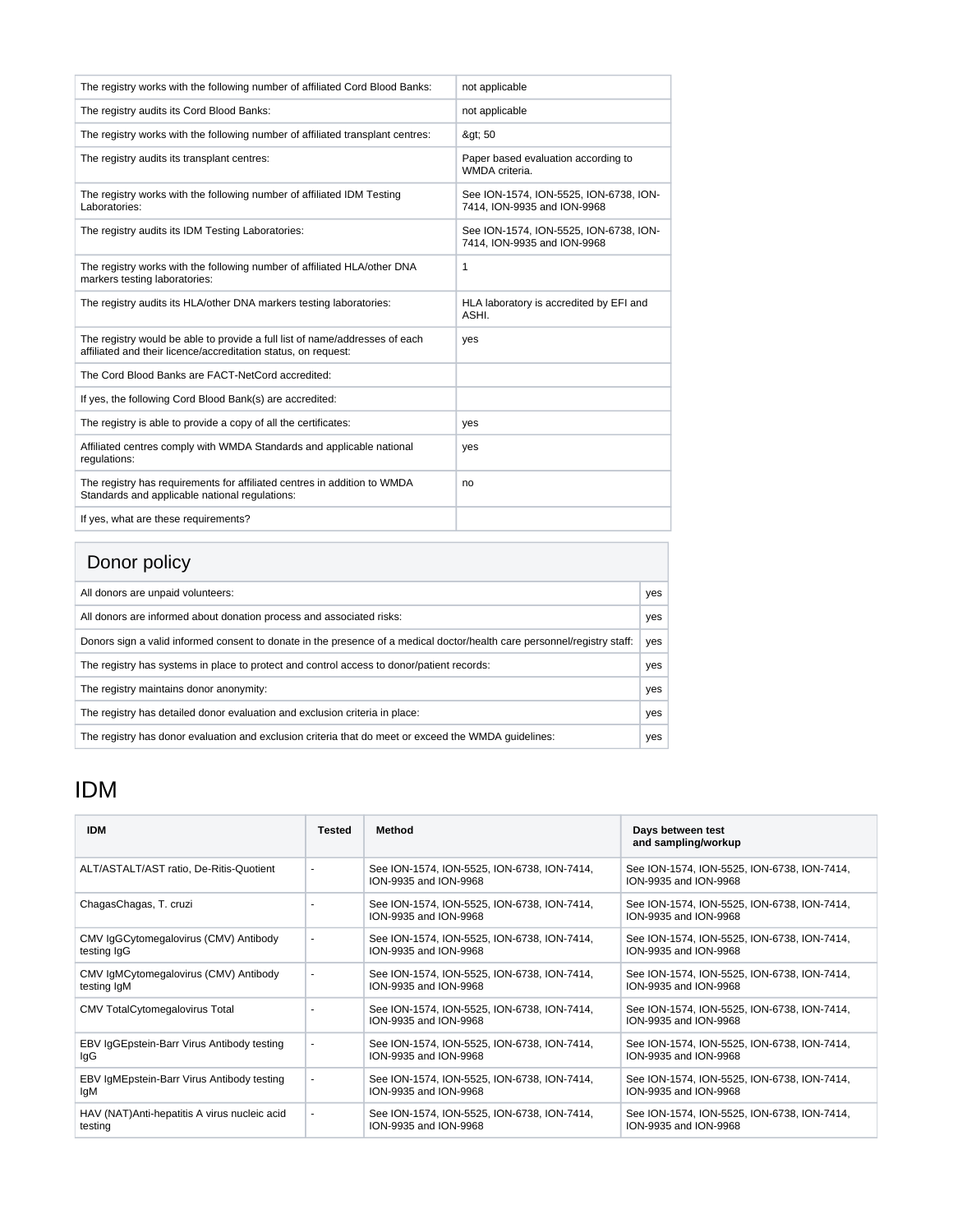| | |
|---|---|
| The registry works with the following number of affiliated Cord Blood Banks: | not applicable |
| The registry audits its Cord Blood Banks: | not applicable |
| The registry works with the following number of affiliated transplant centres: | &gt; 50 |
| The registry audits its transplant centres: | Paper based evaluation according to WMDA criteria. |
| The registry works with the following number of affiliated IDM Testing Laboratories: | See ION-1574, ION-5525, ION-6738, ION-7414, ION-9935 and ION-9968 |
| The registry audits its IDM Testing Laboratories: | See ION-1574, ION-5525, ION-6738, ION-7414, ION-9935 and ION-9968 |
| The registry works with the following number of affiliated HLA/other DNA markers testing laboratories: | 1 |
| The registry audits its HLA/other DNA markers testing laboratories: | HLA laboratory is accredited by EFI and ASHI. |
| The registry would be able to provide a full list of name/addresses of each affiliated and their licence/accreditation status, on request: | yes |
| The Cord Blood Banks are FACT-NetCord accredited: | |
| If yes, the following Cord Blood Bank(s) are accredited: | |
| The registry is able to provide a copy of all the certificates: | yes |
| Affiliated centres comply with WMDA Standards and applicable national regulations: | yes |
| The registry has requirements for affiliated centres in addition to WMDA Standards and applicable national regulations: | no |
| If yes, what are these requirements? | |

## Donor policy

| | |
|---|---|
| All donors are unpaid volunteers: | yes |
| All donors are informed about donation process and associated risks: | yes |
| Donors sign a valid informed consent to donate in the presence of a medical doctor/health care personnel/registry staff: | yes |
| The registry has systems in place to protect and control access to donor/patient records: | yes |
| The registry maintains donor anonymity: | yes |
| The registry has detailed donor evaluation and exclusion criteria in place: | yes |
| The registry has donor evaluation and exclusion criteria that do meet or exceed the WMDA guidelines: | yes |

# IDM

| IDM | Tested | Method | Days between test and sampling/workup |
|---|---|---|---|
| ALT/ASTALT/AST ratio, De-Ritis-Quotient | - | See ION-1574, ION-5525, ION-6738, ION-7414, ION-9935 and ION-9968 | See ION-1574, ION-5525, ION-6738, ION-7414, ION-9935 and ION-9968 |
| ChagasChagas, T. cruzi | - | See ION-1574, ION-5525, ION-6738, ION-7414, ION-9935 and ION-9968 | See ION-1574, ION-5525, ION-6738, ION-7414, ION-9935 and ION-9968 |
| CMV IgGCytomegalovirus (CMV) Antibody testing IgG | - | See ION-1574, ION-5525, ION-6738, ION-7414, ION-9935 and ION-9968 | See ION-1574, ION-5525, ION-6738, ION-7414, ION-9935 and ION-9968 |
| CMV IgMCytomegalovirus (CMV) Antibody testing IgM | - | See ION-1574, ION-5525, ION-6738, ION-7414, ION-9935 and ION-9968 | See ION-1574, ION-5525, ION-6738, ION-7414, ION-9935 and ION-9968 |
| CMV TotalCytomegalovirus Total | - | See ION-1574, ION-5525, ION-6738, ION-7414, ION-9935 and ION-9968 | See ION-1574, ION-5525, ION-6738, ION-7414, ION-9935 and ION-9968 |
| EBV IgGEpstein-Barr Virus Antibody testing IgG | - | See ION-1574, ION-5525, ION-6738, ION-7414, ION-9935 and ION-9968 | See ION-1574, ION-5525, ION-6738, ION-7414, ION-9935 and ION-9968 |
| EBV IgMEpstein-Barr Virus Antibody testing IgM | - | See ION-1574, ION-5525, ION-6738, ION-7414, ION-9935 and ION-9968 | See ION-1574, ION-5525, ION-6738, ION-7414, ION-9935 and ION-9968 |
| HAV (NAT)Anti-hepatitis A virus nucleic acid testing | - | See ION-1574, ION-5525, ION-6738, ION-7414, ION-9935 and ION-9968 | See ION-1574, ION-5525, ION-6738, ION-7414, ION-9935 and ION-9968 |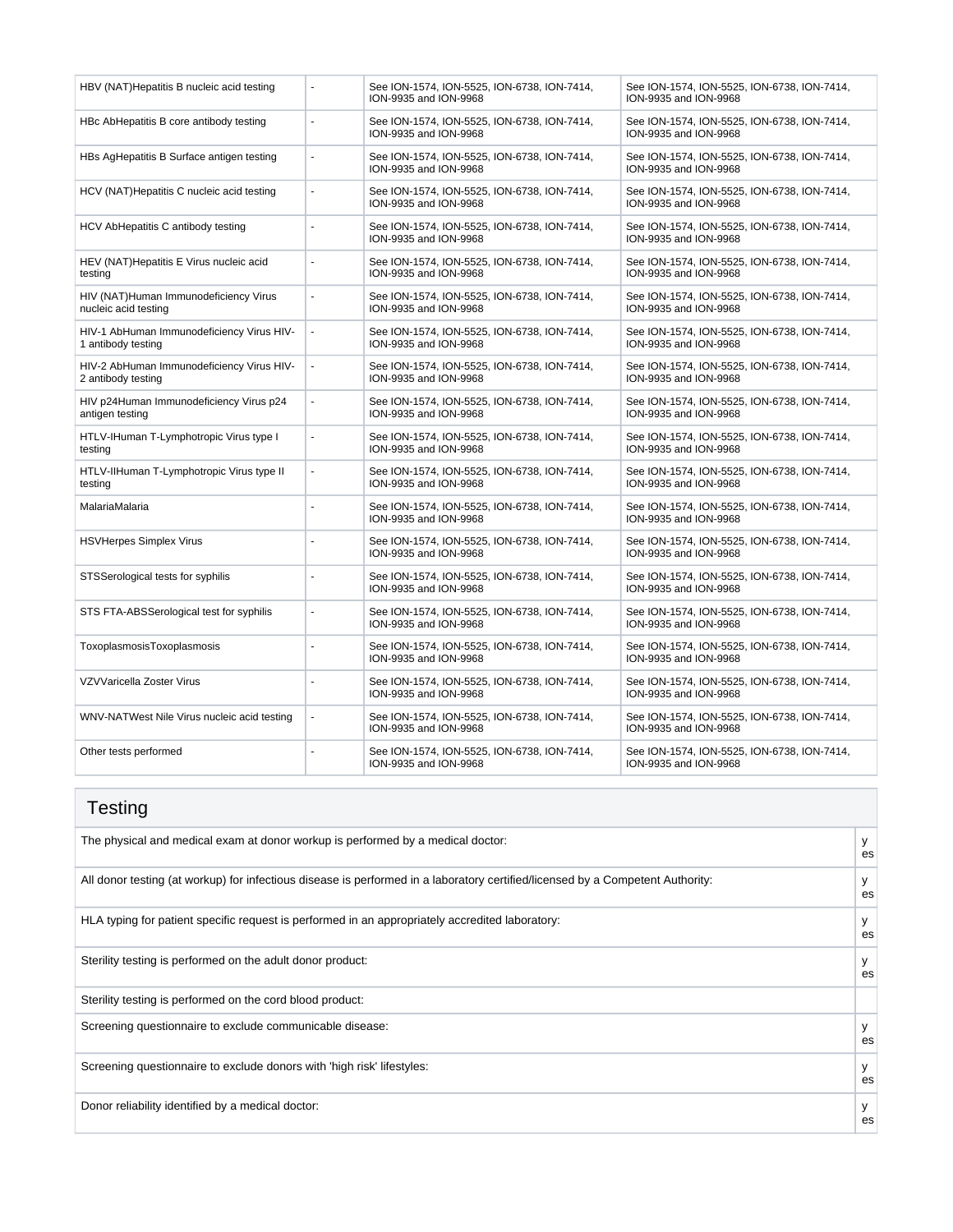| | | | |
|---|---|---|---|
| HBV (NAT)Hepatitis B nucleic acid testing | - | See ION-1574, ION-5525, ION-6738, ION-7414, ION-9935 and ION-9968 | See ION-1574, ION-5525, ION-6738, ION-7414, ION-9935 and ION-9968 |
| HBc AbHepatitis B core antibody testing | - | See ION-1574, ION-5525, ION-6738, ION-7414, ION-9935 and ION-9968 | See ION-1574, ION-5525, ION-6738, ION-7414, ION-9935 and ION-9968 |
| HBs AgHepatitis B Surface antigen testing | - | See ION-1574, ION-5525, ION-6738, ION-7414, ION-9935 and ION-9968 | See ION-1574, ION-5525, ION-6738, ION-7414, ION-9935 and ION-9968 |
| HCV (NAT)Hepatitis C nucleic acid testing | - | See ION-1574, ION-5525, ION-6738, ION-7414, ION-9935 and ION-9968 | See ION-1574, ION-5525, ION-6738, ION-7414, ION-9935 and ION-9968 |
| HCV AbHepatitis C antibody testing | - | See ION-1574, ION-5525, ION-6738, ION-7414, ION-9935 and ION-9968 | See ION-1574, ION-5525, ION-6738, ION-7414, ION-9935 and ION-9968 |
| HEV (NAT)Hepatitis E Virus nucleic acid testing | - | See ION-1574, ION-5525, ION-6738, ION-7414, ION-9935 and ION-9968 | See ION-1574, ION-5525, ION-6738, ION-7414, ION-9935 and ION-9968 |
| HIV (NAT)Human Immunodeficiency Virus nucleic acid testing | - | See ION-1574, ION-5525, ION-6738, ION-7414, ION-9935 and ION-9968 | See ION-1574, ION-5525, ION-6738, ION-7414, ION-9935 and ION-9968 |
| HIV-1 AbHuman Immunodeficiency Virus HIV-1 antibody testing | - | See ION-1574, ION-5525, ION-6738, ION-7414, ION-9935 and ION-9968 | See ION-1574, ION-5525, ION-6738, ION-7414, ION-9935 and ION-9968 |
| HIV-2 AbHuman Immunodeficiency Virus HIV-2 antibody testing | - | See ION-1574, ION-5525, ION-6738, ION-7414, ION-9935 and ION-9968 | See ION-1574, ION-5525, ION-6738, ION-7414, ION-9935 and ION-9968 |
| HIV p24Human Immunodeficiency Virus p24 antigen testing | - | See ION-1574, ION-5525, ION-6738, ION-7414, ION-9935 and ION-9968 | See ION-1574, ION-5525, ION-6738, ION-7414, ION-9935 and ION-9968 |
| HTLV-IHuman T-Lymphotropic Virus type I testing | - | See ION-1574, ION-5525, ION-6738, ION-7414, ION-9935 and ION-9968 | See ION-1574, ION-5525, ION-6738, ION-7414, ION-9935 and ION-9968 |
| HTLV-IIHuman T-Lymphotropic Virus type II testing | - | See ION-1574, ION-5525, ION-6738, ION-7414, ION-9935 and ION-9968 | See ION-1574, ION-5525, ION-6738, ION-7414, ION-9935 and ION-9968 |
| MalariaMalaria | - | See ION-1574, ION-5525, ION-6738, ION-7414, ION-9935 and ION-9968 | See ION-1574, ION-5525, ION-6738, ION-7414, ION-9935 and ION-9968 |
| HSVHerpes Simplex Virus | - | See ION-1574, ION-5525, ION-6738, ION-7414, ION-9935 and ION-9968 | See ION-1574, ION-5525, ION-6738, ION-7414, ION-9935 and ION-9968 |
| STSSerological tests for syphilis | - | See ION-1574, ION-5525, ION-6738, ION-7414, ION-9935 and ION-9968 | See ION-1574, ION-5525, ION-6738, ION-7414, ION-9935 and ION-9968 |
| STS FTA-ABSSerological test for syphilis | - | See ION-1574, ION-5525, ION-6738, ION-7414, ION-9935 and ION-9968 | See ION-1574, ION-5525, ION-6738, ION-7414, ION-9935 and ION-9968 |
| ToxoplasmosisToxoplasmosis | - | See ION-1574, ION-5525, ION-6738, ION-7414, ION-9935 and ION-9968 | See ION-1574, ION-5525, ION-6738, ION-7414, ION-9935 and ION-9968 |
| VZVVaricella Zoster Virus | - | See ION-1574, ION-5525, ION-6738, ION-7414, ION-9935 and ION-9968 | See ION-1574, ION-5525, ION-6738, ION-7414, ION-9935 and ION-9968 |
| WNV-NATWest Nile Virus nucleic acid testing | - | See ION-1574, ION-5525, ION-6738, ION-7414, ION-9935 and ION-9968 | See ION-1574, ION-5525, ION-6738, ION-7414, ION-9935 and ION-9968 |
| Other tests performed | - | See ION-1574, ION-5525, ION-6738, ION-7414, ION-9935 and ION-9968 | See ION-1574, ION-5525, ION-6738, ION-7414, ION-9935 and ION-9968 |

## Testing

| | |
|---|---|
| The physical and medical exam at donor workup is performed by a medical doctor: | yes |
| All donor testing (at workup) for infectious disease is performed in a laboratory certified/licensed by a Competent Authority: | yes |
| HLA typing for patient specific request is performed in an appropriately accredited laboratory: | yes |
| Sterility testing is performed on the adult donor product: | yes |
| Sterility testing is performed on the cord blood product: | |
| Screening questionnaire to exclude communicable disease: | yes |
| Screening questionnaire to exclude donors with 'high risk' lifestyles: | yes |
| Donor reliability identified by a medical doctor: | yes |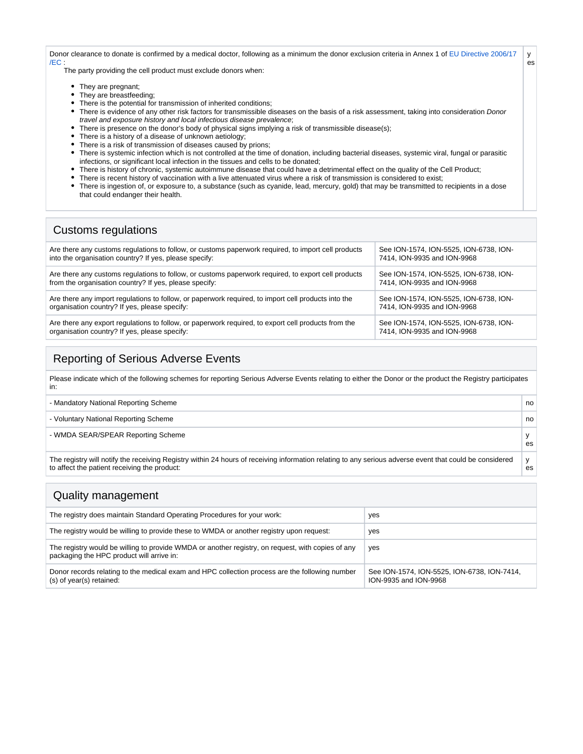| | |
|---|---|
| Donor clearance to donate is confirmed by a medical doctor, following as a minimum the donor exclusion criteria in Annex 1 of EU Directive 2006/17/EC :<br>The party providing the cell product must exclude donors when:<br>• They are pregnant;<br>• They are breastfeeding;<br>• There is the potential for transmission of inherited conditions;<br>• There is evidence of any other risk factors for transmissible diseases on the basis of a risk assessment, taking into consideration *Donor travel and exposure history and local infectious disease prevalence*;<br>• There is presence on the donor's body of physical signs implying a risk of transmissible disease(s);<br>• There is a history of a disease of unknown aetiology;<br>• There is a risk of transmission of diseases caused by prions;<br>• There is systemic infection which is not controlled at the time of donation, including bacterial diseases, systemic viral, fungal or parasitic infections, or significant local infection in the tissues and cells to be donated;<br>• There is history of chronic, systemic autoimmune disease that could have a detrimental effect on the quality of the Cell Product;<br>• There is recent history of vaccination with a live attenuated virus where a risk of transmission is considered to exist;<br>• There is ingestion of, or exposure to, a substance (such as cyanide, lead, mercury, gold) that may be transmitted to recipients in a dose that could endanger their health. | yes |

## Customs regulations

| | |
|---|---|
| Are there any customs regulations to follow, or customs paperwork required, to import cell products into the organisation country? If yes, please specify: | See ION-1574, ION-5525, ION-6738, ION-7414, ION-9935 and ION-9968 |
| Are there any customs regulations to follow, or customs paperwork required, to export cell products from the organisation country? If yes, please specify: | See ION-1574, ION-5525, ION-6738, ION-7414, ION-9935 and ION-9968 |
| Are there any import regulations to follow, or paperwork required, to import cell products into the organisation country? If yes, please specify: | See ION-1574, ION-5525, ION-6738, ION-7414, ION-9935 and ION-9968 |
| Are there any export regulations to follow, or paperwork required, to export cell products from the organisation country? If yes, please specify: | See ION-1574, ION-5525, ION-6738, ION-7414, ION-9935 and ION-9968 |

## Reporting of Serious Adverse Events

Please indicate which of the following schemes for reporting Serious Adverse Events relating to either the Donor or the product the Registry participates in:

| | |
|---|---|
| - Mandatory National Reporting Scheme | no |
| - Voluntary National Reporting Scheme | no |
| - WMDA SEAR/SPEAR Reporting Scheme | yes |
| The registry will notify the receiving Registry within 24 hours of receiving information relating to any serious adverse event that could be considered to affect the patient receiving the product: | yes |

## Quality management

| | |
|---|---|
| The registry does maintain Standard Operating Procedures for your work: | yes |
| The registry would be willing to provide these to WMDA or another registry upon request: | yes |
| The registry would be willing to provide WMDA or another registry, on request, with copies of any packaging the HPC product will arrive in: | yes |
| Donor records relating to the medical exam and HPC collection process are the following number (s) of year(s) retained: | See ION-1574, ION-5525, ION-6738, ION-7414, ION-9935 and ION-9968 |